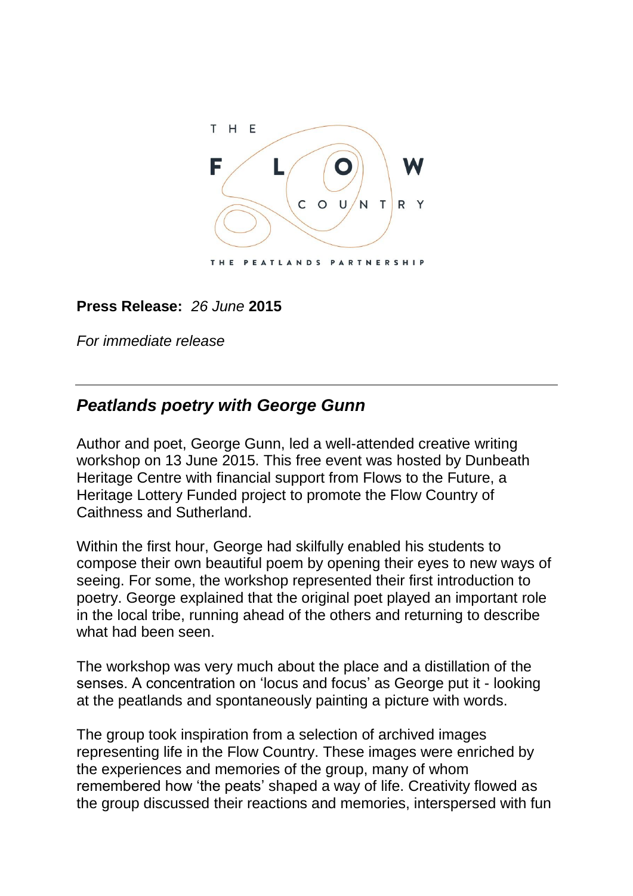THE FLOW COUNTRY

THE PEATLANDS PARTNERSHIP

**Press Release:** *26 June* **2015**

*For immediate release*

---

## ***Peatlands poetry with George Gunn***

Author and poet, George Gunn, led a well-attended creative writing workshop on 13 June 2015. This free event was hosted by Dunbeath Heritage Centre with financial support from Flows to the Future, a Heritage Lottery Funded project to promote the Flow Country of Caithness and Sutherland.

Within the first hour, George had skilfully enabled his students to compose their own beautiful poem by opening their eyes to new ways of seeing. For some, the workshop represented their first introduction to poetry. George explained that the original poet played an important role in the local tribe, running ahead of the others and returning to describe what had been seen.

The workshop was very much about the place and a distillation of the senses. A concentration on 'locus and focus' as George put it - looking at the peatlands and spontaneously painting a picture with words.

The group took inspiration from a selection of archived images representing life in the Flow Country. These images were enriched by the experiences and memories of the group, many of whom remembered how 'the peats' shaped a way of life. Creativity flowed as the group discussed their reactions and memories, interspersed with fun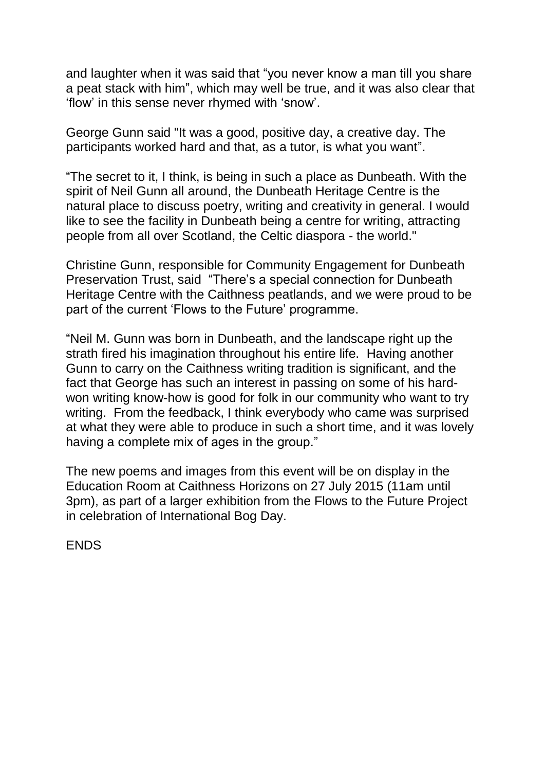and laughter when it was said that “you never know a man till you share a peat stack with him”, which may well be true, and it was also clear that ‘flow’ in this sense never rhymed with ‘snow’.

George Gunn said "It was a good, positive day, a creative day. The participants worked hard and that, as a tutor, is what you want”.

“The secret to it, I think, is being in such a place as Dunbeath. With the spirit of Neil Gunn all around, the Dunbeath Heritage Centre is the natural place to discuss poetry, writing and creativity in general. I would like to see the facility in Dunbeath being a centre for writing, attracting people from all over Scotland, the Celtic diaspora - the world."

Christine Gunn, responsible for Community Engagement for Dunbeath Preservation Trust, said “There’s a special connection for Dunbeath Heritage Centre with the Caithness peatlands, and we were proud to be part of the current ‘Flows to the Future’ programme.

“Neil M. Gunn was born in Dunbeath, and the landscape right up the strath fired his imagination throughout his entire life. Having another Gunn to carry on the Caithness writing tradition is significant, and the fact that George has such an interest in passing on some of his hard-won writing know-how is good for folk in our community who want to try writing. From the feedback, I think everybody who came was surprised at what they were able to produce in such a short time, and it was lovely having a complete mix of ages in the group.”

The new poems and images from this event will be on display in the Education Room at Caithness Horizons on 27 July 2015 (11am until 3pm), as part of a larger exhibition from the Flows to the Future Project in celebration of International Bog Day.

ENDS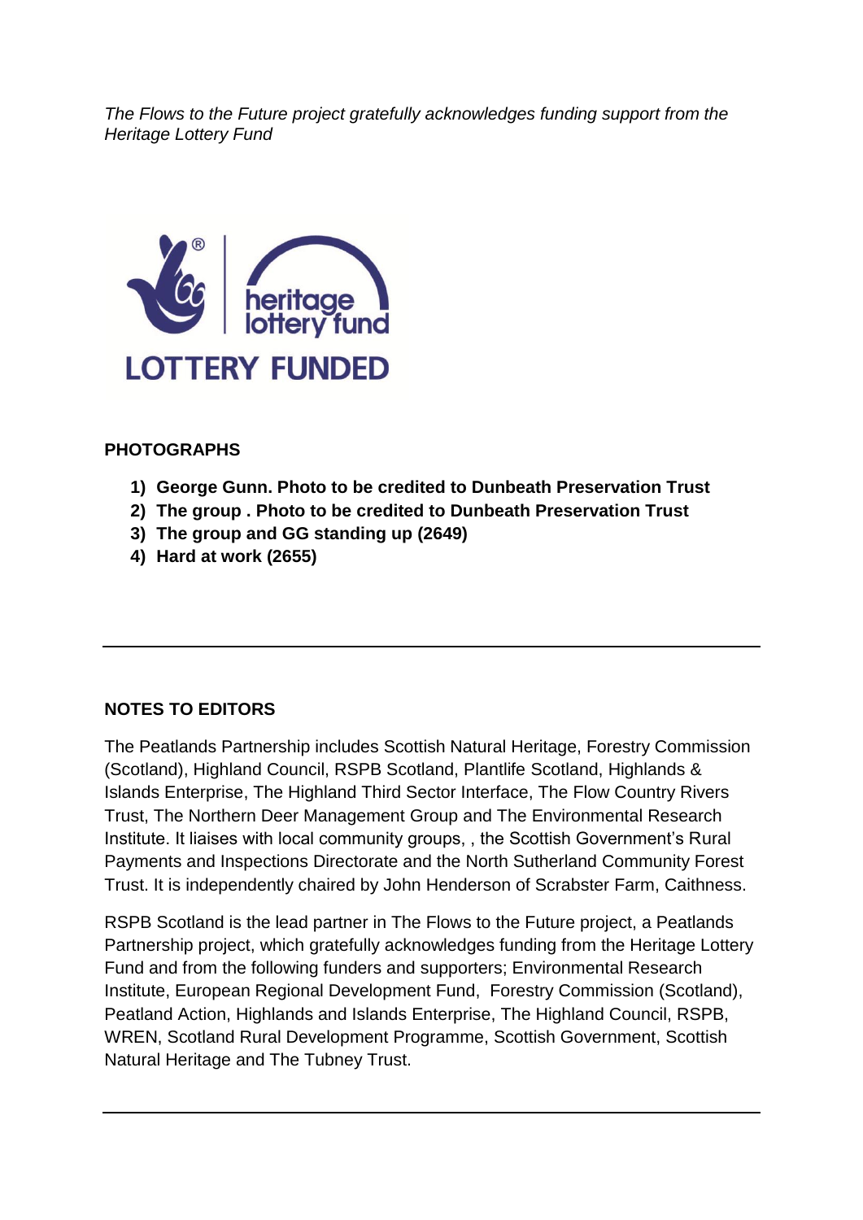*The Flows to the Future project gratefully acknowledges funding support from the Heritage Lottery Fund*

heritage lottery fund

LOTTERY FUNDED

**PHOTOGRAPHS**

1) **George Gunn. Photo to be credited to Dunbeath Preservation Trust**
2) **The group . Photo to be credited to Dunbeath Preservation Trust**
3) **The group and GG standing up (2649)**
4) **Hard at work (2655)**

---

**NOTES TO EDITORS**

The Peatlands Partnership includes Scottish Natural Heritage, Forestry Commission (Scotland), Highland Council, RSPB Scotland, Plantlife Scotland, Highlands & Islands Enterprise, The Highland Third Sector Interface, The Flow Country Rivers Trust, The Northern Deer Management Group and The Environmental Research Institute. It liaises with local community groups, , the Scottish Government's Rural Payments and Inspections Directorate and the North Sutherland Community Forest Trust. It is independently chaired by John Henderson of Scrabster Farm, Caithness.

RSPB Scotland is the lead partner in The Flows to the Future project, a Peatlands Partnership project, which gratefully acknowledges funding from the Heritage Lottery Fund and from the following funders and supporters; Environmental Research Institute, European Regional Development Fund, Forestry Commission (Scotland), Peatland Action, Highlands and Islands Enterprise, The Highland Council, RSPB, WREN, Scotland Rural Development Programme, Scottish Government, Scottish Natural Heritage and The Tubney Trust.

---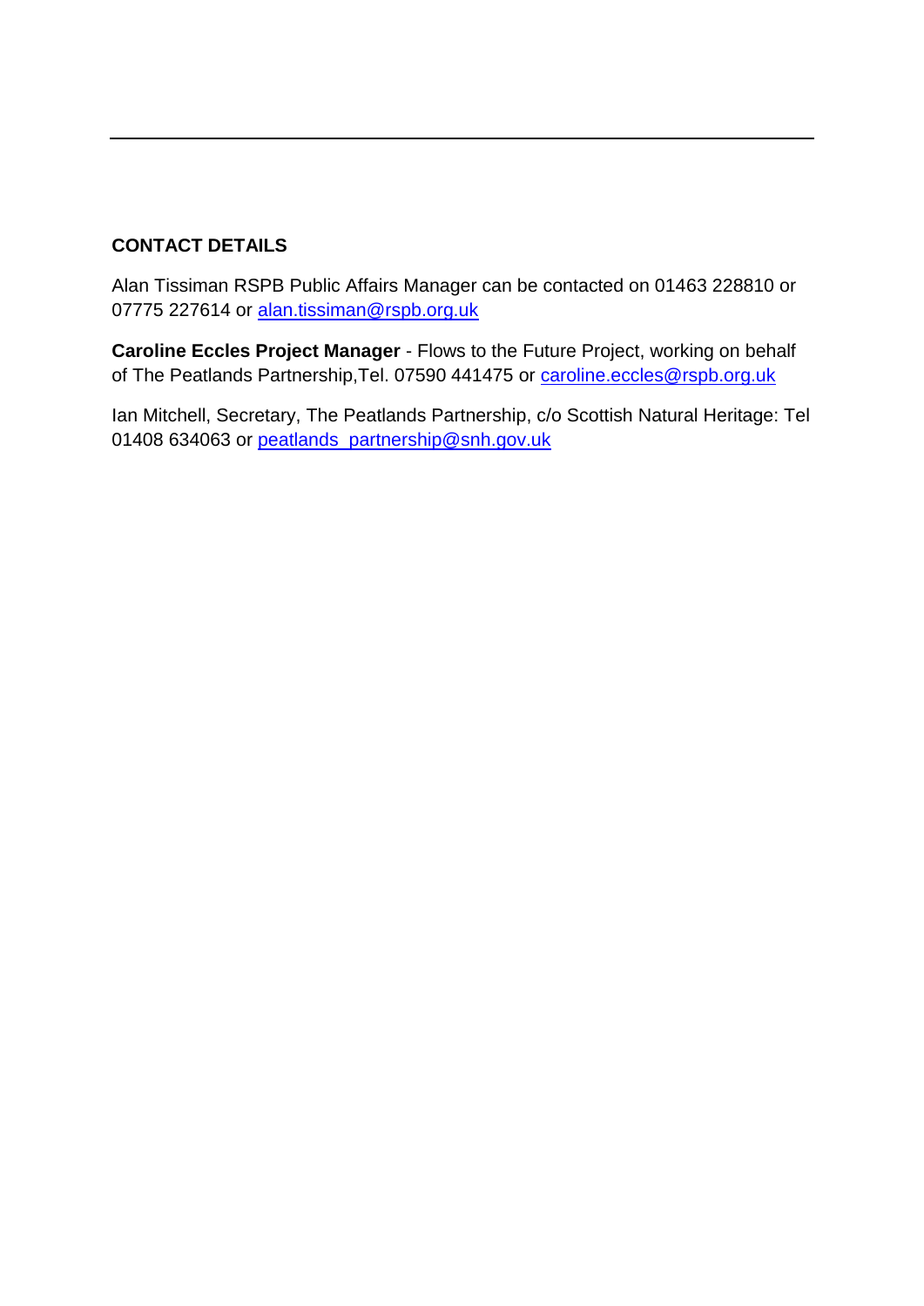## CONTACT DETAILS

Alan Tissiman RSPB Public Affairs Manager can be contacted on 01463 228810 or 07775 227614 or alan.tissiman@rspb.org.uk

**Caroline Eccles Project Manager** - Flows to the Future Project, working on behalf of The Peatlands Partnership,Tel. 07590 441475 or caroline.eccles@rspb.org.uk

Ian Mitchell, Secretary, The Peatlands Partnership, c/o Scottish Natural Heritage: Tel 01408 634063 or peatlands_partnership@snh.gov.uk